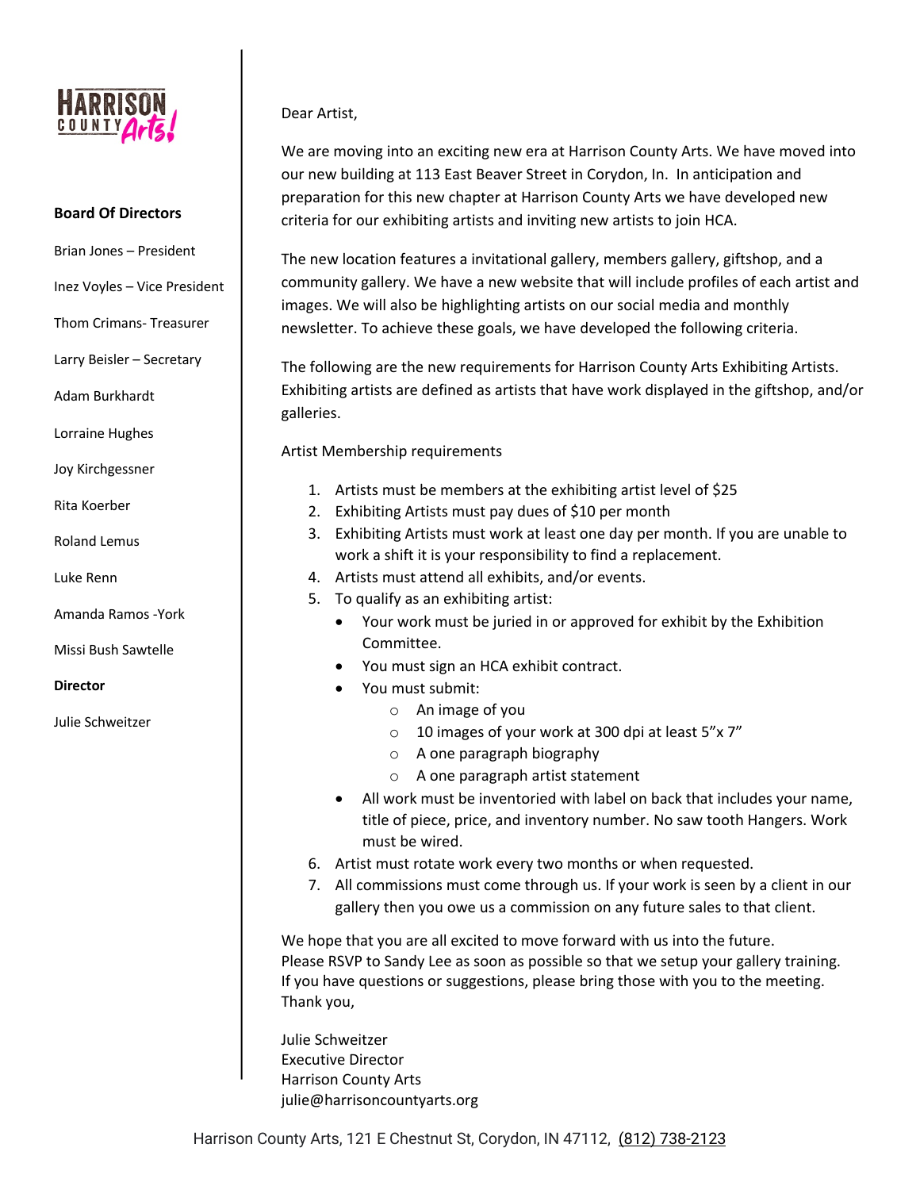HARRISON COUNTY Arts!

**Board Of Directors**

Brian Jones – President

Inez Voyles – Vice President

Thom Crimans- Treasurer

Larry Beisler – Secretary

Adam Burkhardt

Lorraine Hughes

Joy Kirchgessner

Rita Koerber

Roland Lemus

Luke Renn

Amanda Ramos -York

Missi Bush Sawtelle

**Director**

Julie Schweitzer

Dear Artist,

We are moving into an exciting new era at Harrison County Arts. We have moved into our new building at 113 East Beaver Street in Corydon, In. In anticipation and preparation for this new chapter at Harrison County Arts we have developed new criteria for our exhibiting artists and inviting new artists to join HCA.

The new location features a invitational gallery, members gallery, giftshop, and a community gallery. We have a new website that will include profiles of each artist and images. We will also be highlighting artists on our social media and monthly newsletter. To achieve these goals, we have developed the following criteria.

The following are the new requirements for Harrison County Arts Exhibiting Artists. Exhibiting artists are defined as artists that have work displayed in the giftshop, and/or galleries.

Artist Membership requirements

1. Artists must be members at the exhibiting artist level of $25
2. Exhibiting Artists must pay dues of $10 per month
3. Exhibiting Artists must work at least one day per month. If you are unable to work a shift it is your responsibility to find a replacement.
4. Artists must attend all exhibits, and/or events.
5. To qualify as an exhibiting artist:
   - Your work must be juried in or approved for exhibit by the Exhibition Committee.
   - You must sign an HCA exhibit contract.
   - You must submit:
     - An image of you
     - 10 images of your work at 300 dpi at least 5"x 7"
     - A one paragraph biography
     - A one paragraph artist statement
   - All work must be inventoried with label on back that includes your name, title of piece, price, and inventory number. No saw tooth Hangers. Work must be wired.
6. Artist must rotate work every two months or when requested.
7. All commissions must come through us. If your work is seen by a client in our gallery then you owe us a commission on any future sales to that client.

We hope that you are all excited to move forward with us into the future.
Please RSVP to Sandy Lee as soon as possible so that we setup your gallery training.
If you have questions or suggestions, please bring those with you to the meeting.
Thank you,

Julie Schweitzer
Executive Director
Harrison County Arts
julie@harrisoncountyarts.org

Harrison County Arts, 121 E Chestnut St, Corydon, IN 47112, (812) 738-2123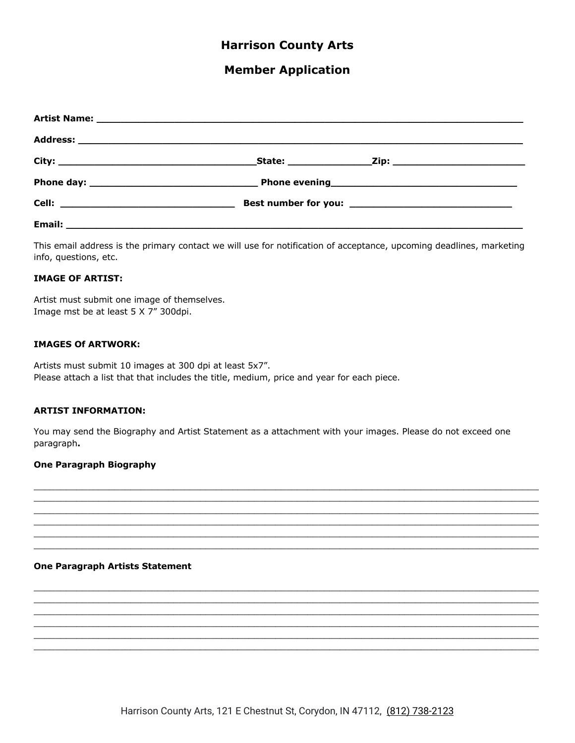# Harrison County Arts

## Member Application

**Artist Name:** ___________________________________________________________________________

**Address:** ______________________________________________________________________________

**City:** __________________________________**State:** ______________**Zip:** _______________________

**Phone day:** _____________________________ **Phone evening**________________________________

**Cell:** _____________________________ **Best number for you:** ____________________________

**Email:** _________________________________________________________________________________

This email address is the primary contact we will use for notification of acceptance, upcoming deadlines, marketing info, questions, etc.

**IMAGE OF ARTIST:**

Artist must submit one image of themselves.
Image mst be at least 5 X 7" 300dpi.

**IMAGES Of ARTWORK:**

Artists must submit 10 images at 300 dpi at least 5x7".
Please attach a list that that includes the title, medium, price and year for each piece.

**ARTIST INFORMATION:**

You may send the Biography and Artist Statement as a attachment with your images. Please do not exceed one paragraph**.**

**One Paragraph Biography**

______________________________________________________________________________________________
______________________________________________________________________________________________
______________________________________________________________________________________________
______________________________________________________________________________________________
______________________________________________________________________________________________
______________________________________________________________________________________________

**One Paragraph Artists Statement**

______________________________________________________________________________________________
______________________________________________________________________________________________
______________________________________________________________________________________________
______________________________________________________________________________________________
______________________________________________________________________________________________
______________________________________________________________________________________________

Harrison County Arts, 121 E Chestnut St, Corydon, IN 47112, (812) 738-2123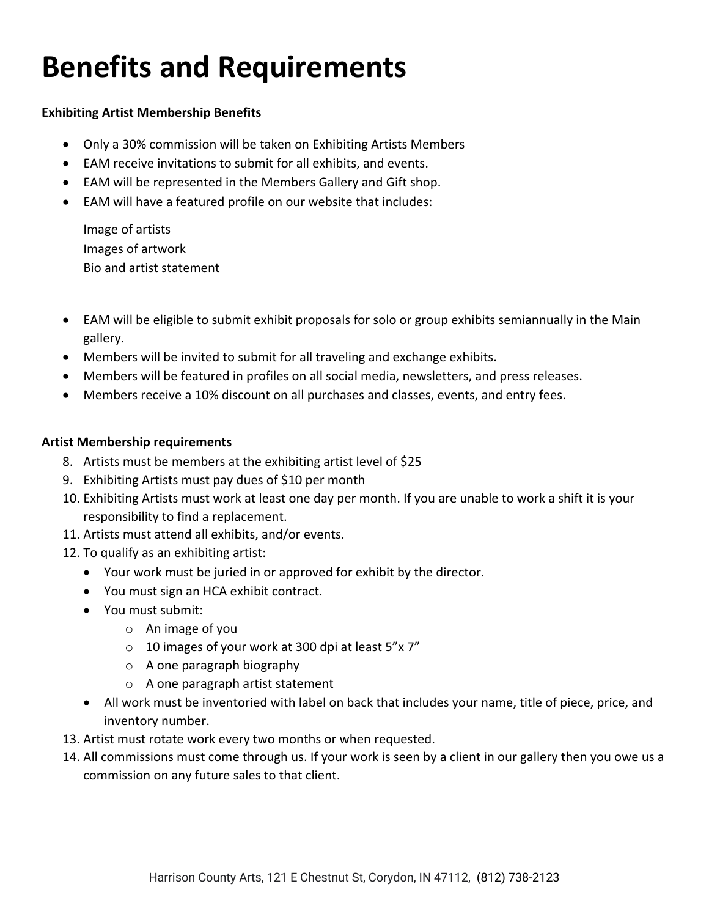# Benefits and Requirements

**Exhibiting Artist Membership Benefits**

- Only a 30% commission will be taken on Exhibiting Artists Members
- EAM receive invitations to submit for all exhibits, and events.
- EAM will be represented in the Members Gallery and Gift shop.
- EAM will have a featured profile on our website that includes:

  Image of artists
  Images of artwork
  Bio and artist statement

- EAM will be eligible to submit exhibit proposals for solo or group exhibits semiannually in the Main gallery.
- Members will be invited to submit for all traveling and exchange exhibits.
- Members will be featured in profiles on all social media, newsletters, and press releases.
- Members receive a 10% discount on all purchases and classes, events, and entry fees.

**Artist Membership requirements**

8. Artists must be members at the exhibiting artist level of $25
9. Exhibiting Artists must pay dues of $10 per month
10. Exhibiting Artists must work at least one day per month. If you are unable to work a shift it is your responsibility to find a replacement.
11. Artists must attend all exhibits, and/or events.
12. To qualify as an exhibiting artist:
    - Your work must be juried in or approved for exhibit by the director.
    - You must sign an HCA exhibit contract.
    - You must submit:
      - An image of you
      - 10 images of your work at 300 dpi at least 5"x 7"
      - A one paragraph biography
      - A one paragraph artist statement
    - All work must be inventoried with label on back that includes your name, title of piece, price, and inventory number.
13. Artist must rotate work every two months or when requested.
14. All commissions must come through us. If your work is seen by a client in our gallery then you owe us a commission on any future sales to that client.

Harrison County Arts, 121 E Chestnut St, Corydon, IN 47112, (812) 738-2123